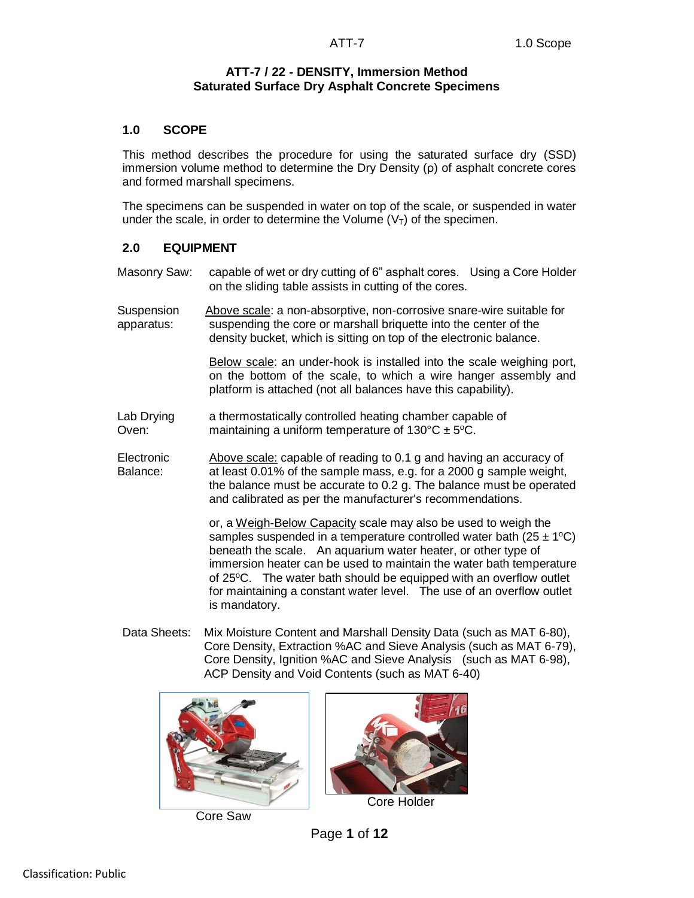**ATT-7 / 22 - DENSITY, Immersion Method**
**Saturated Surface Dry Asphalt Concrete Specimens**

## 1.0 SCOPE

This method describes the procedure for using the saturated surface dry (SSD) immersion volume method to determine the Dry Density (ρ) of asphalt concrete cores and formed marshall specimens.

The specimens can be suspended in water on top of the scale, or suspended in water under the scale, in order to determine the Volume ($V_T$) of the specimen.

## 2.0 EQUIPMENT

**Masonry Saw:** capable of wet or dry cutting of 6" asphalt cores. Using a Core Holder on the sliding table assists in cutting of the cores.

**Suspension apparatus:** Above scale: a non-absorptive, non-corrosive snare-wire suitable for suspending the core or marshall briquette into the center of the density bucket, which is sitting on top of the electronic balance.

Below scale: an under-hook is installed into the scale weighing port, on the bottom of the scale, to which a wire hanger assembly and platform is attached (not all balances have this capability).

**Lab Drying Oven:** a thermostatically controlled heating chamber capable of maintaining a uniform temperature of 130°C ± 5°C.

**Electronic Balance:** Above scale: capable of reading to 0.1 g and having an accuracy of at least 0.01% of the sample mass, e.g. for a 2000 g sample weight, the balance must be accurate to 0.2 g. The balance must be operated and calibrated as per the manufacturer's recommendations.

or, a Weigh-Below Capacity scale may also be used to weigh the samples suspended in a temperature controlled water bath (25 ± 1°C) beneath the scale. An aquarium water heater, or other type of immersion heater can be used to maintain the water bath temperature of 25°C. The water bath should be equipped with an overflow outlet for maintaining a constant water level. The use of an overflow outlet is mandatory.

**Data Sheets:** Mix Moisture Content and Marshall Density Data (such as MAT 6-80), Core Density, Extraction %AC and Sieve Analysis (such as MAT 6-79), Core Density, Ignition %AC and Sieve Analysis (such as MAT 6-98), ACP Density and Void Contents (such as MAT 6-40)

Core Saw

Core Holder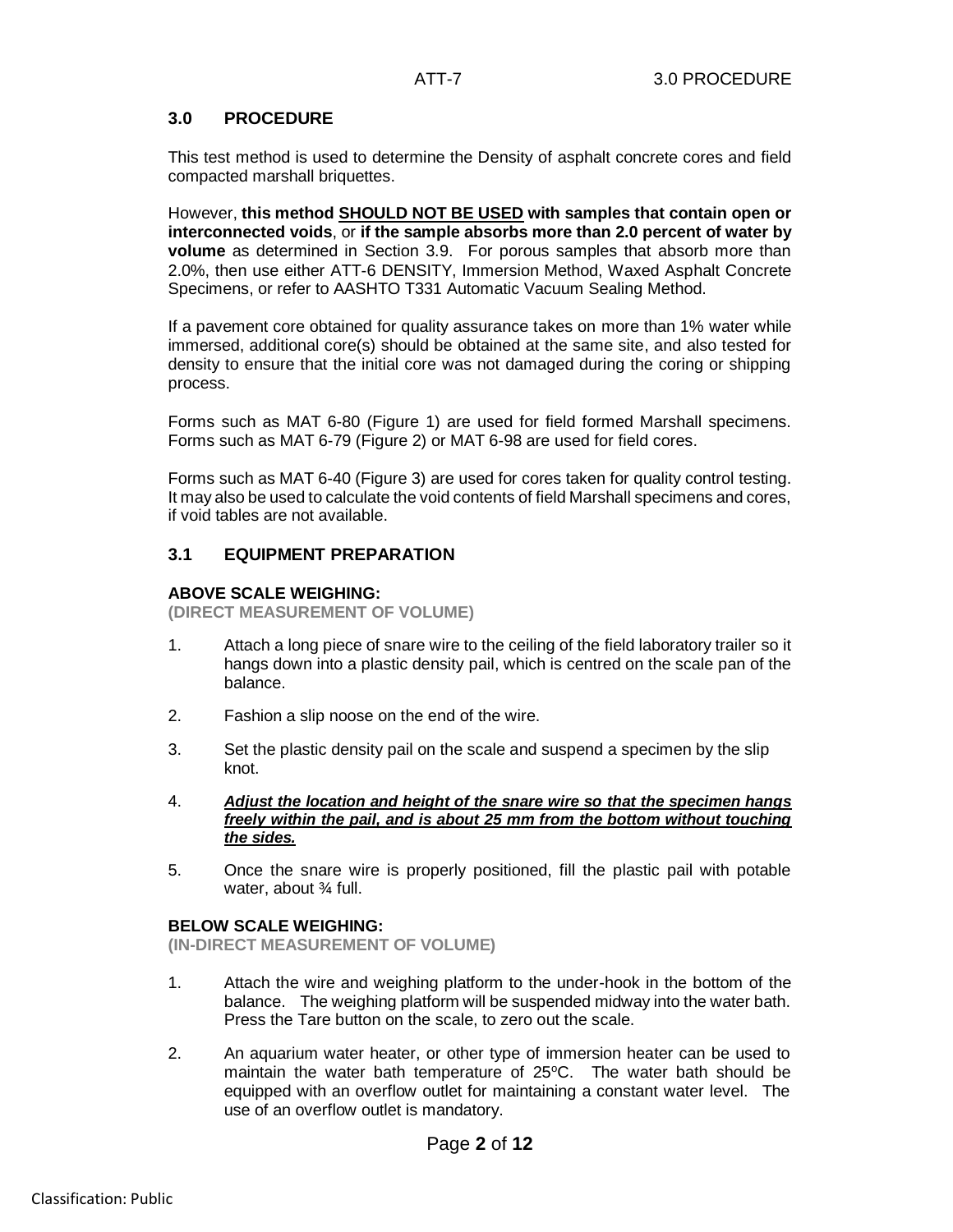## 3.0 PROCEDURE

This test method is used to determine the Density of asphalt concrete cores and field compacted marshall briquettes.

However, **this method <u>SHOULD NOT BE USED</u> with samples that contain open or interconnected voids**, or **if the sample absorbs more than 2.0 percent of water by volume** as determined in Section 3.9. For porous samples that absorb more than 2.0%, then use either ATT-6 DENSITY, Immersion Method, Waxed Asphalt Concrete Specimens, or refer to AASHTO T331 Automatic Vacuum Sealing Method.

If a pavement core obtained for quality assurance takes on more than 1% water while immersed, additional core(s) should be obtained at the same site, and also tested for density to ensure that the initial core was not damaged during the coring or shipping process.

Forms such as MAT 6-80 (Figure 1) are used for field formed Marshall specimens. Forms such as MAT 6-79 (Figure 2) or MAT 6-98 are used for field cores.

Forms such as MAT 6-40 (Figure 3) are used for cores taken for quality control testing. It may also be used to calculate the void contents of field Marshall specimens and cores, if void tables are not available.

### 3.1 EQUIPMENT PREPARATION

**ABOVE SCALE WEIGHING:**
**(DIRECT MEASUREMENT OF VOLUME)**

1. Attach a long piece of snare wire to the ceiling of the field laboratory trailer so it hangs down into a plastic density pail, which is centred on the scale pan of the balance.
2. Fashion a slip noose on the end of the wire.
3. Set the plastic density pail on the scale and suspend a specimen by the slip knot.
4. ***<u>Adjust the location and height of the snare wire so that the specimen hangs freely within the pail, and is about 25 mm from the bottom without touching the sides.</u>***
5. Once the snare wire is properly positioned, fill the plastic pail with potable water, about ¾ full.

**BELOW SCALE WEIGHING:**
**(IN-DIRECT MEASUREMENT OF VOLUME)**

1. Attach the wire and weighing platform to the under-hook in the bottom of the balance. The weighing platform will be suspended midway into the water bath. Press the Tare button on the scale, to zero out the scale.
2. An aquarium water heater, or other type of immersion heater can be used to maintain the water bath temperature of 25°C. The water bath should be equipped with an overflow outlet for maintaining a constant water level. The use of an overflow outlet is mandatory.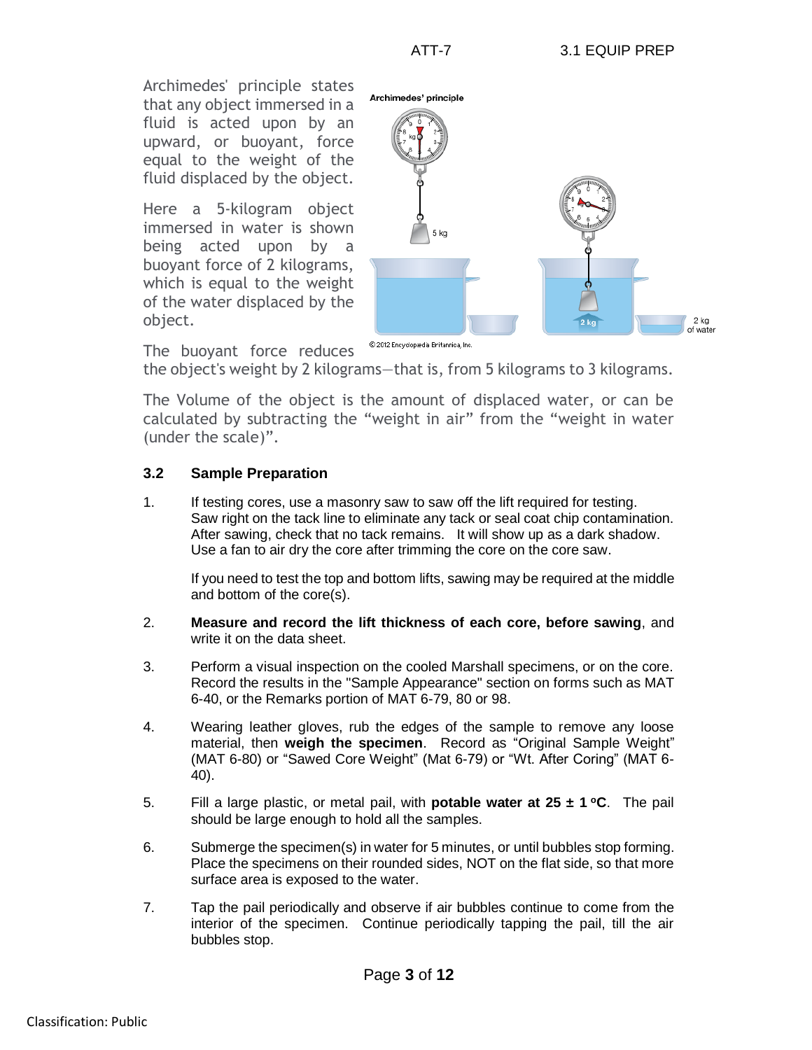Archimedes' principle states that any object immersed in a fluid is acted upon by an upward, or buoyant, force equal to the weight of the fluid displaced by the object.

Here a 5-kilogram object immersed in water is shown being acted upon by a buoyant force of 2 kilograms, which is equal to the weight of the water displaced by the object.

The buoyant force reduces the object's weight by 2 kilograms—that is, from 5 kilograms to 3 kilograms.

The Volume of the object is the amount of displaced water, or can be calculated by subtracting the "weight in air" from the "weight in water (under the scale)".

### 3.2 Sample Preparation

1. If testing cores, use a masonry saw to saw off the lift required for testing. Saw right on the tack line to eliminate any tack or seal coat chip contamination. After sawing, check that no tack remains. It will show up as a dark shadow. Use a fan to air dry the core after trimming the core on the core saw.

   If you need to test the top and bottom lifts, sawing may be required at the middle and bottom of the core(s).

2. **Measure and record the lift thickness of each core, before sawing**, and write it on the data sheet.

3. Perform a visual inspection on the cooled Marshall specimens, or on the core. Record the results in the "Sample Appearance" section on forms such as MAT 6-40, or the Remarks portion of MAT 6-79, 80 or 98.

4. Wearing leather gloves, rub the edges of the sample to remove any loose material, then **weigh the specimen**. Record as "Original Sample Weight" (MAT 6-80) or "Sawed Core Weight" (Mat 6-79) or "Wt. After Coring" (MAT 6-40).

5. Fill a large plastic, or metal pail, with **potable water at 25 ± 1 °C**. The pail should be large enough to hold all the samples.

6. Submerge the specimen(s) in water for 5 minutes, or until bubbles stop forming. Place the specimens on their rounded sides, NOT on the flat side, so that more surface area is exposed to the water.

7. Tap the pail periodically and observe if air bubbles continue to come from the interior of the specimen. Continue periodically tapping the pail, till the air bubbles stop.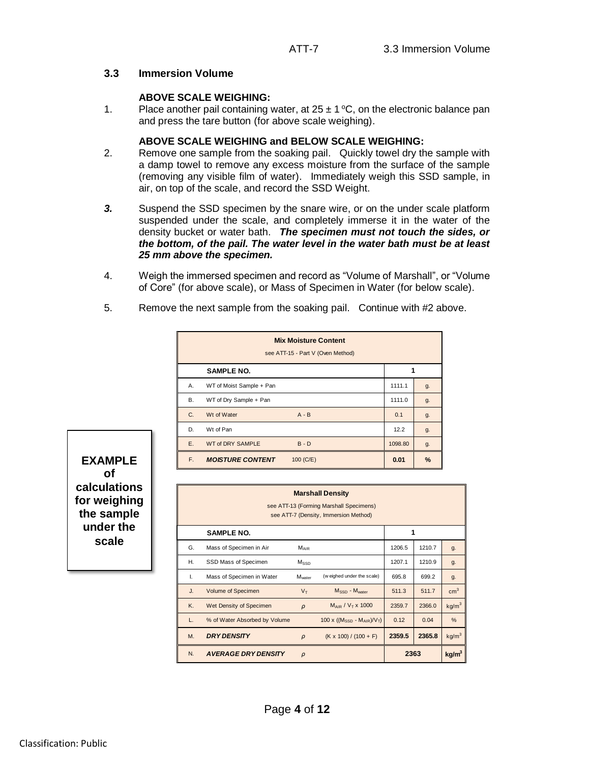## 3.3 Immersion Volume

**ABOVE SCALE WEIGHING:**

1. Place another pail containing water, at 25 ± 1 ºC, on the electronic balance pan and press the tare button (for above scale weighing).

**ABOVE SCALE WEIGHING and BELOW SCALE WEIGHING:**

2. Remove one sample from the soaking pail. Quickly towel dry the sample with a damp towel to remove any excess moisture from the surface of the sample (removing any visible film of water). Immediately weigh this SSD sample, in air, on top of the scale, and record the SSD Weight.

***3.*** Suspend the SSD specimen by the snare wire, or on the under scale platform suspended under the scale, and completely immerse it in the water of the density bucket or water bath. ***The specimen must not touch the sides, or the bottom, of the pail. The water level in the water bath must be at least 25 mm above the specimen.***

4. Weigh the immersed specimen and record as "Volume of Marshall", or "Volume of Core" (for above scale), or Mass of Specimen in Water (for below scale).

5. Remove the next sample from the soaking pail. Continue with #2 above.

**EXAMPLE of calculations for weighing the sample under the scale**

**Mix Moisture Content**

see ATT-15 - Part V (Oven Method)

| | **SAMPLE NO.** | | **1** | |
|---|---|---|---|---|
| A. | WT of Moist Sample + Pan | | 1111.1 | g. |
| B. | WT of Dry Sample + Pan | | 1111.0 | g. |
| C. | Wt of Water | A - B | 0.1 | g. |
| D. | Wt of Pan | | 12.2 | g. |
| E. | WT of DRY SAMPLE | B - D | 1098.80 | g. |
| F. | ***MOISTURE CONTENT*** | 100 (C/E) | **0.01** | **%** |

**Marshall Density**

see ATT-13 (Forming Marshall Specimens)
see ATT-7 (Density, Immersion Method)

| | **SAMPLE NO.** | | | **1** | | |
|---|---|---|---|---|---|---|
| G. | Mass of Specimen in Air | $M_{AIR}$ | | 1206.5 | 1210.7 | g. |
| H. | SSD Mass of Specimen | $M_{SSD}$ | | 1207.1 | 1210.9 | g. |
| I. | Mass of Specimen in Water | $M_{water}$ | (weighed under the scale) | 695.8 | 699.2 | g. |
| J. | Volume of Specimen | $V_T$ | $M_{SSD} - M_{water}$ | 511.3 | 511.7 | $cm^3$ |
| K. | Wet Density of Specimen | $\rho$ | $M_{AIR} / V_T \times 1000$ | 2359.7 | 2366.0 | $kg/m^3$ |
| L. | % of Water Absorbed by Volume | | $100 \times ((M_{SSD} - M_{AIR})/V_T)$ | 0.12 | 0.04 | % |
| M. | ***DRY DENSITY*** | $\rho$ | (K x 100) / (100 + F) | **2359.5** | **2365.8** | $kg/m^3$ |
| N. | ***AVERAGE DRY DENSITY*** | $\rho$ | | **2363** | | **$kg/m^3$** |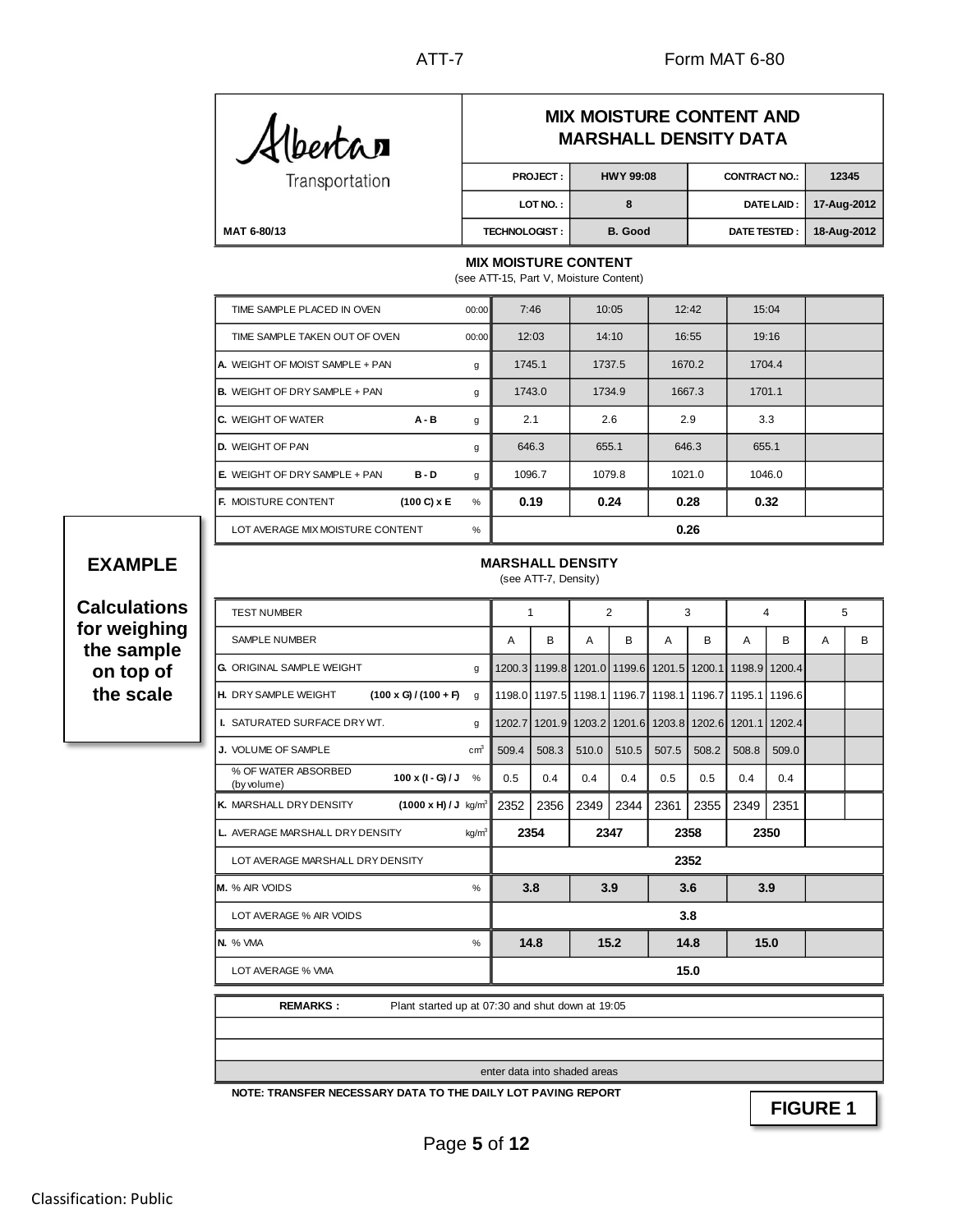**Alberta Transportation**

# MIX MOISTURE CONTENT AND MARSHALL DENSITY DATA

MAT 6-80/13

| PROJECT : | HWY 99:08 | CONTRACT NO.: | 12345 |
|---|---|---|---|
| LOT NO. : | 8 | DATE LAID : | 17-Aug-2012 |
| TECHNOLOGIST : | B. Good | DATE TESTED : | 18-Aug-2012 |

## MIX MOISTURE CONTENT

(see ATT-15, Part V, Moisture Content)

| | | Unit | | | | | |
|---|---|---|---|---|---|---|---|
| TIME SAMPLE PLACED IN OVEN | | 00:00 | 7:46 | 10:05 | 12:42 | 15:04 | |
| TIME SAMPLE TAKEN OUT OF OVEN | | 00:00 | 12:03 | 14:10 | 16:55 | 19:16 | |
| **A.** WEIGHT OF MOIST SAMPLE + PAN | | g | 1745.1 | 1737.5 | 1670.2 | 1704.4 | |
| **B.** WEIGHT OF DRY SAMPLE + PAN | | g | 1743.0 | 1734.9 | 1667.3 | 1701.1 | |
| **C.** WEIGHT OF WATER | **A - B** | g | 2.1 | 2.6 | 2.9 | 3.3 | |
| **D.** WEIGHT OF PAN | | g | 646.3 | 655.1 | 646.3 | 655.1 | |
| **E.** WEIGHT OF DRY SAMPLE + PAN | **B - D** | g | 1096.7 | 1079.8 | 1021.0 | 1046.0 | |
| **F.** MOISTURE CONTENT | **(100 C) x E** | % | **0.19** | **0.24** | **0.28** | **0.32** | |
| LOT AVERAGE MIX MOISTURE CONTENT | | % | **0.26** | | | | |

**EXAMPLE**

**Calculations for weighing the sample on top of the scale**

## MARSHALL DENSITY

(see ATT-7, Density)

| TEST NUMBER | | Unit | 1 | | 2 | | 3 | | 4 | | 5 | |
|---|---|---|---|---|---|---|---|---|---|---|---|---|
| SAMPLE NUMBER | | | A | B | A | B | A | B | A | B | A | B |
| **G.** ORIGINAL SAMPLE WEIGHT | | g | 1200.3 | 1199.8 | 1201.0 | 1199.6 | 1201.5 | 1200.1 | 1198.9 | 1200.4 | | |
| **H.** DRY SAMPLE WEIGHT | **(100 x G) / (100 + F)** | g | 1198.0 | 1197.5 | 1198.1 | 1196.7 | 1198.1 | 1196.7 | 1195.1 | 1196.6 | | |
| **I.** SATURATED SURFACE DRY WT. | | g | 1202.7 | 1201.9 | 1203.2 | 1201.6 | 1203.8 | 1202.6 | 1201.1 | 1202.4 | | |
| **J.** VOLUME OF SAMPLE | | $cm^3$ | 509.4 | 508.3 | 510.0 | 510.5 | 507.5 | 508.2 | 508.8 | 509.0 | | |
| % OF WATER ABSORBED (by volume) | **100 x (I - G) / J** | % | 0.5 | 0.4 | 0.4 | 0.4 | 0.5 | 0.5 | 0.4 | 0.4 | | |
| **K.** MARSHALL DRY DENSITY | **(1000 x H) / J** | $kg/m^3$ | 2352 | 2356 | 2349 | 2344 | 2361 | 2355 | 2349 | 2351 | | |
| **L.** AVERAGE MARSHALL DRY DENSITY | | $kg/m^3$ | **2354** | | **2347** | | **2358** | | **2350** | | | |
| LOT AVERAGE MARSHALL DRY DENSITY | | | **2352** | | | | | | | | | |
| **M.** % AIR VOIDS | | % | **3.8** | | **3.9** | | **3.6** | | **3.9** | | | |
| LOT AVERAGE % AIR VOIDS | | | **3.8** | | | | | | | | | |
| **N.** % VMA | | % | **14.8** | | **15.2** | | **14.8** | | **15.0** | | | |
| LOT AVERAGE % VMA | | | **15.0** | | | | | | | | | |

**REMARKS :** Plant started up at 07:30 and shut down at 19:05

enter data into shaded areas

**NOTE: TRANSFER NECESSARY DATA TO THE DAILY LOT PAVING REPORT**

**FIGURE 1**

Classification: Public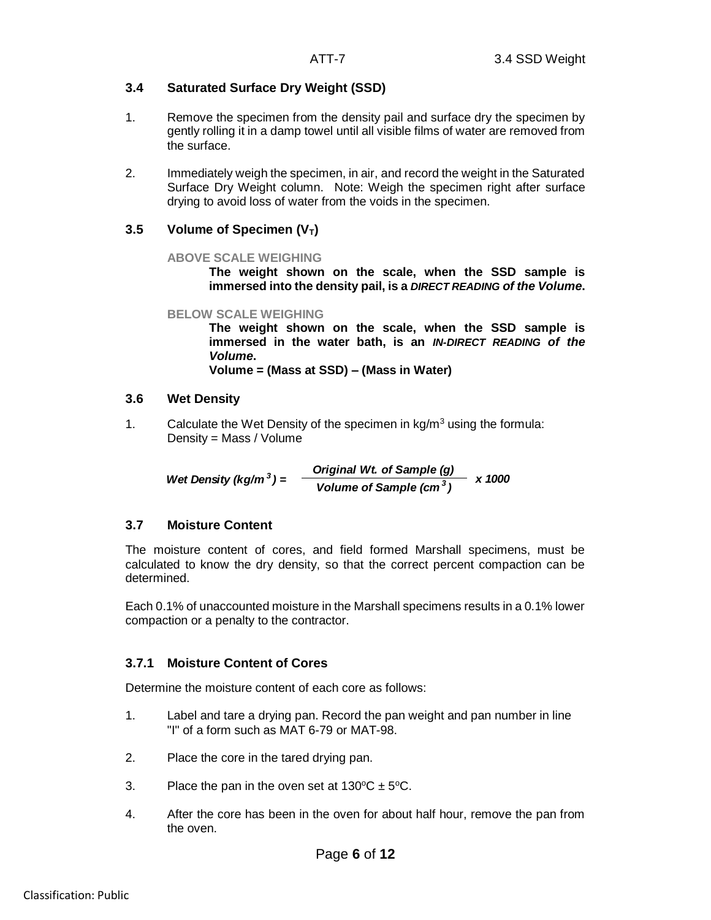### 3.4 Saturated Surface Dry Weight (SSD)

1. Remove the specimen from the density pail and surface dry the specimen by gently rolling it in a damp towel until all visible films of water are removed from the surface.

2. Immediately weigh the specimen, in air, and record the weight in the Saturated Surface Dry Weight column. Note: Weigh the specimen right after surface drying to avoid loss of water from the voids in the specimen.

### 3.5 Volume of Specimen ($V_T$)

**ABOVE SCALE WEIGHING**

> **The weight shown on the scale, when the SSD sample is immersed into the density pail, is a *DIRECT READING of the Volume*.**

**BELOW SCALE WEIGHING**

> **The weight shown on the scale, when the SSD sample is immersed in the water bath, is an *IN-DIRECT READING of the Volume*.**
>
> **Volume = (Mass at SSD) – (Mass in Water)**

### 3.6 Wet Density

1. Calculate the Wet Density of the specimen in kg/m$^3$ using the formula:
   Density = Mass / Volume

$$\textit{Wet Density (kg/m}^3\textit{)} = \frac{\textit{Original Wt. of Sample (g)}}{\textit{Volume of Sample (cm}^3\textit{)}} \times 1000$$

### 3.7 Moisture Content

The moisture content of cores, and field formed Marshall specimens, must be calculated to know the dry density, so that the correct percent compaction can be determined.

Each 0.1% of unaccounted moisture in the Marshall specimens results in a 0.1% lower compaction or a penalty to the contractor.

### 3.7.1 Moisture Content of Cores

Determine the moisture content of each core as follows:

1. Label and tare a drying pan. Record the pan weight and pan number in line "I" of a form such as MAT 6-79 or MAT-98.

2. Place the core in the tared drying pan.

3. Place the pan in the oven set at 130°C ± 5°C.

4. After the core has been in the oven for about half hour, remove the pan from the oven.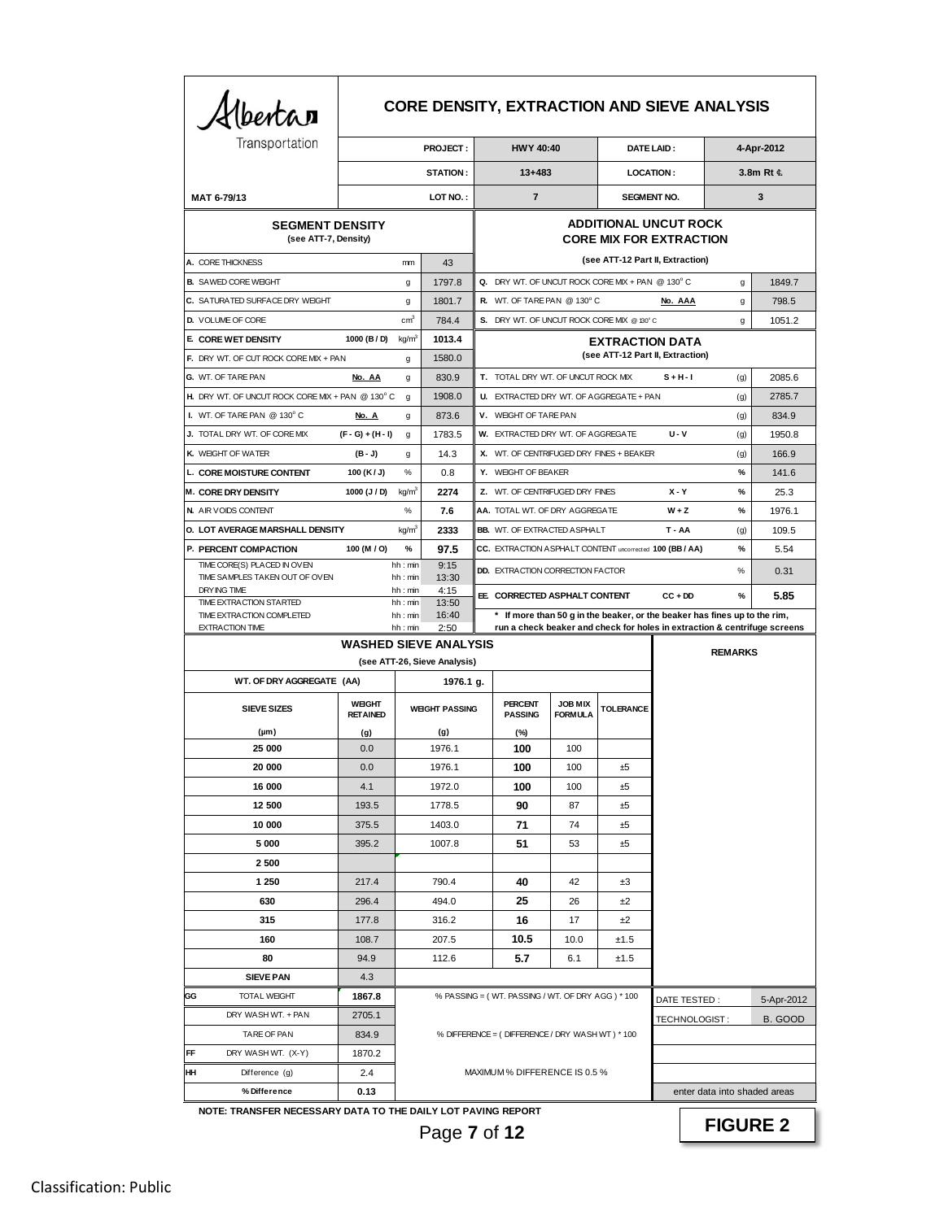Alberta Transportation

# CORE DENSITY, EXTRACTION AND SIEVE ANALYSIS

| MAT 6-79/13 | | | |
|---|---|---|---|
| PROJECT : | HWY 40:40 | DATE LAID : | 4-Apr-2012 |
| STATION : | 13+483 | LOCATION : | 3.8m Rt ℄ |
| LOT NO. : | 7 | SEGMENT NO. | 3 |

## SEGMENT DENSITY
(see ATT-7, Density)

| | Item | Formula | Unit | Value |
|---|---|---|---|---|
| A. | CORE THICKNESS | | mm | 43 |
| B. | SAWED CORE WEIGHT | | g | 1797.8 |
| C. | SATURATED SURFACE DRY WEIGHT | | g | 1801.7 |
| D. | VOLUME OF CORE | | $cm^3$ | 784.4 |
| E. | **CORE WET DENSITY** | 1000 (B / D) | $kg/m^3$ | 1013.4 |
| F. | DRY WT. OF CUT ROCK CORE MIX + PAN | | g | 1580.0 |
| G. | WT. OF TARE PAN | No. AA | g | 830.9 |
| H. | DRY WT. OF UNCUT ROCK CORE MIX + PAN @ 130° C | | g | 1908.0 |
| I. | WT. OF TARE PAN @ 130° C | No. A | g | 873.6 |
| J. | TOTAL DRY WT. OF CORE MIX | (F - G) + (H - I) | g | 1783.5 |
| K. | WEIGHT OF WATER | (B - J) | g | 14.3 |
| L. | **CORE MOISTURE CONTENT** | 100 (K / J) | % | 0.8 |
| M. | **CORE DRY DENSITY** | 1000 (J / D) | $kg/m^3$ | **2274** |
| N. | AIR VOIDS CONTENT | | % | **7.6** |
| O. | **LOT AVERAGE MARSHALL DENSITY** | | $kg/m^3$ | **2333** |
| P. | **PERCENT COMPACTION** | 100 (M / O) | % | **97.5** |
| | TIME CORE(S) PLACED IN OVEN | | hh : min | 9:15 |
| | TIME SAMPLES TAKEN OUT OF OVEN | | hh : min | 13:30 |
| | DRYING TIME | | hh : min | 4:15 |
| | TIME EXTRACTION STARTED | | hh : min | 13:50 |
| | TIME EXTRACTION COMPLETED | | hh : min | 16:40 |
| | EXTRACTION TIME | | hh : min | 2:50 |

## ADDITIONAL UNCUT ROCK CORE MIX FOR EXTRACTION
(see ATT-12 Part II, Extraction)

| | Item | Formula | Unit | Value |
|---|---|---|---|---|
| Q. | DRY WT. OF UNCUT ROCK CORE MIX + PAN @ 130° C | | g | 1849.7 |
| R. | WT. OF TARE PAN @ 130° C | No. AAA | g | 798.5 |
| S. | DRY WT. OF UNCUT ROCK CORE MIX @ 130° C | | g | 1051.2 |

## EXTRACTION DATA
(see ATT-12 Part II, Extraction)

| | Item | Formula | Unit | Value |
|---|---|---|---|---|
| T. | TOTAL DRY WT. OF UNCUT ROCK MIX | S + H - I | (g) | 2085.6 |
| U. | EXTRACTED DRY WT. OF AGGREGATE + PAN | | (g) | 2785.7 |
| V. | WEIGHT OF TARE PAN | | (g) | 834.9 |
| W. | EXTRACTED DRY WT. OF AGGREGATE | U - V | (g) | 1950.8 |
| X. | WT. OF CENTRIFUGED DRY FINES + BEAKER | | (g) | 166.9 |
| Y. | WEIGHT OF BEAKER | | % | 141.6 |
| Z. | WT. OF CENTRIFUGED DRY FINES | X - Y | % | 25.3 |
| AA. | TOTAL WT. OF DRY AGGREGATE | W + Z | % | 1976.1 |
| BB. | WT. OF EXTRACTED ASPHALT | T - AA | (g) | 109.5 |
| CC. | EXTRACTION ASPHALT CONTENT uncorrected | 100 (BB / AA) | % | 5.54 |
| DD. | EXTRACTION CORRECTION FACTOR | | % | 0.31 |
| EE. | **CORRECTED ASPHALT CONTENT** | CC + DD | % | **5.85** |

**\* If more than 50 g in the beaker, or the beaker has fines up to the rim, run a check beaker and check for holes in extraction & centrifuge screens**

## WASHED SIEVE ANALYSIS
(see ATT-26, Sieve Analysis)

WT. OF DRY AGGREGATE (AA) 1976.1 g.

| SIEVE SIZES (µm) | WEIGHT RETAINED (g) | WEIGHT PASSING (g) | PERCENT PASSING (%) | JOB MIX FORMULA | TOLERANCE |
|---|---|---|---|---|---|
| 25 000 | 0.0 | 1976.1 | **100** | 100 | |
| 20 000 | 0.0 | 1976.1 | **100** | 100 | ±5 |
| 16 000 | 4.1 | 1972.0 | **100** | 100 | ±5 |
| 12 500 | 193.5 | 1778.5 | **90** | 87 | ±5 |
| 10 000 | 375.5 | 1403.0 | **71** | 74 | ±5 |
| 5 000 | 395.2 | 1007.8 | **51** | 53 | ±5 |
| 2 500 | | | | | |
| 1 250 | 217.4 | 790.4 | **40** | 42 | ±3 |
| 630 | 296.4 | 494.0 | **25** | 26 | ±2 |
| 315 | 177.8 | 316.2 | **16** | 17 | ±2 |
| 160 | 108.7 | 207.5 | **10.5** | 10.0 | ±1.5 |
| 80 | 94.9 | 112.6 | **5.7** | 6.1 | ±1.5 |
| SIEVE PAN | 4.3 | | | | |

| | Item | Value | |
|---|---|---|---|
| GG | TOTAL WEIGHT | **1867.8** | % PASSING = ( WT. PASSING / WT. OF DRY AGG ) * 100 |
| | DRY WASH WT. + PAN | 2705.1 | |
| | TARE OF PAN | 834.9 | % DIFFERENCE = ( DIFFERENCE / DRY WASH WT ) * 100 |
| FF | DRY WASH WT. (X-Y) | 1870.2 | |
| HH | Difference (g) | 2.4 | MAXIMUM % DIFFERENCE IS 0.5 % |
| | **% Difference** | **0.13** | |

**REMARKS**

| | |
|---|---|
| DATE TESTED : | 5-Apr-2012 |
| TECHNOLOGIST : | B. GOOD |

enter data into shaded areas

**NOTE: TRANSFER NECESSARY DATA TO THE DAILY LOT PAVING REPORT**

**FIGURE 2**

Classification: Public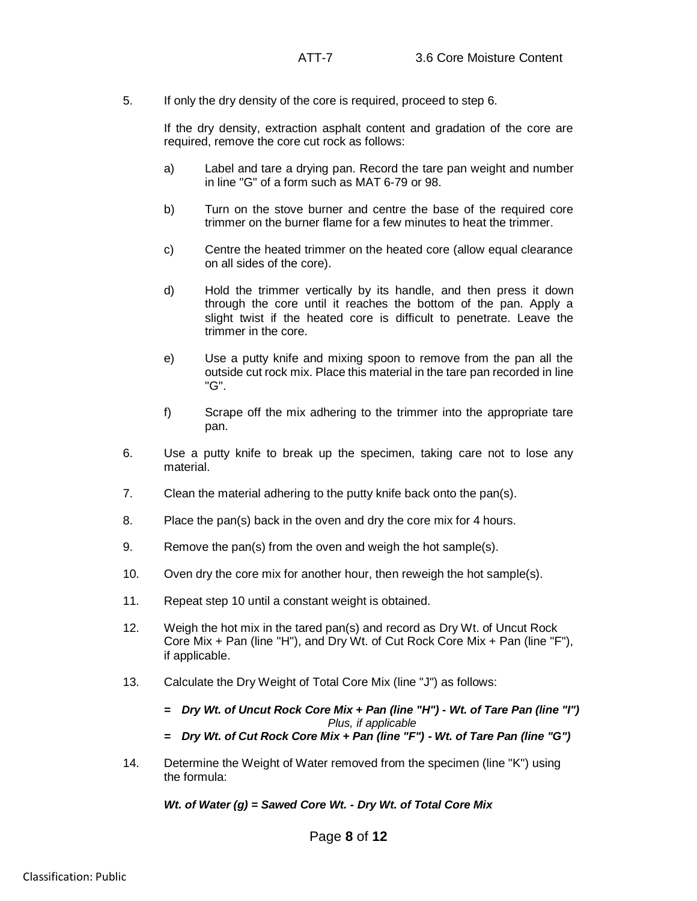5. If only the dry density of the core is required, proceed to step 6.

   If the dry density, extraction asphalt content and gradation of the core are required, remove the core cut rock as follows:

   a) Label and tare a drying pan. Record the tare pan weight and number in line "G" of a form such as MAT 6-79 or 98.

   b) Turn on the stove burner and centre the base of the required core trimmer on the burner flame for a few minutes to heat the trimmer.

   c) Centre the heated trimmer on the heated core (allow equal clearance on all sides of the core).

   d) Hold the trimmer vertically by its handle, and then press it down through the core until it reaches the bottom of the pan. Apply a slight twist if the heated core is difficult to penetrate. Leave the trimmer in the core.

   e) Use a putty knife and mixing spoon to remove from the pan all the outside cut rock mix. Place this material in the tare pan recorded in line "G".

   f) Scrape off the mix adhering to the trimmer into the appropriate tare pan.

6. Use a putty knife to break up the specimen, taking care not to lose any material.

7. Clean the material adhering to the putty knife back onto the pan(s).

8. Place the pan(s) back in the oven and dry the core mix for 4 hours.

9. Remove the pan(s) from the oven and weigh the hot sample(s).

10. Oven dry the core mix for another hour, then reweigh the hot sample(s).

11. Repeat step 10 until a constant weight is obtained.

12. Weigh the hot mix in the tared pan(s) and record as Dry Wt. of Uncut Rock Core Mix + Pan (line "H"), and Dry Wt. of Cut Rock Core Mix + Pan (line "F"), if applicable.

13. Calculate the Dry Weight of Total Core Mix (line "J") as follows:

    ***= Dry Wt. of Uncut Rock Core Mix + Pan (line "H") - Wt. of Tare Pan (line "I")***
    *Plus, if applicable*
    ***= Dry Wt. of Cut Rock Core Mix + Pan (line "F") - Wt. of Tare Pan (line "G")***

14. Determine the Weight of Water removed from the specimen (line "K") using the formula:

    ***Wt. of Water (g) = Sawed Core Wt. - Dry Wt. of Total Core Mix***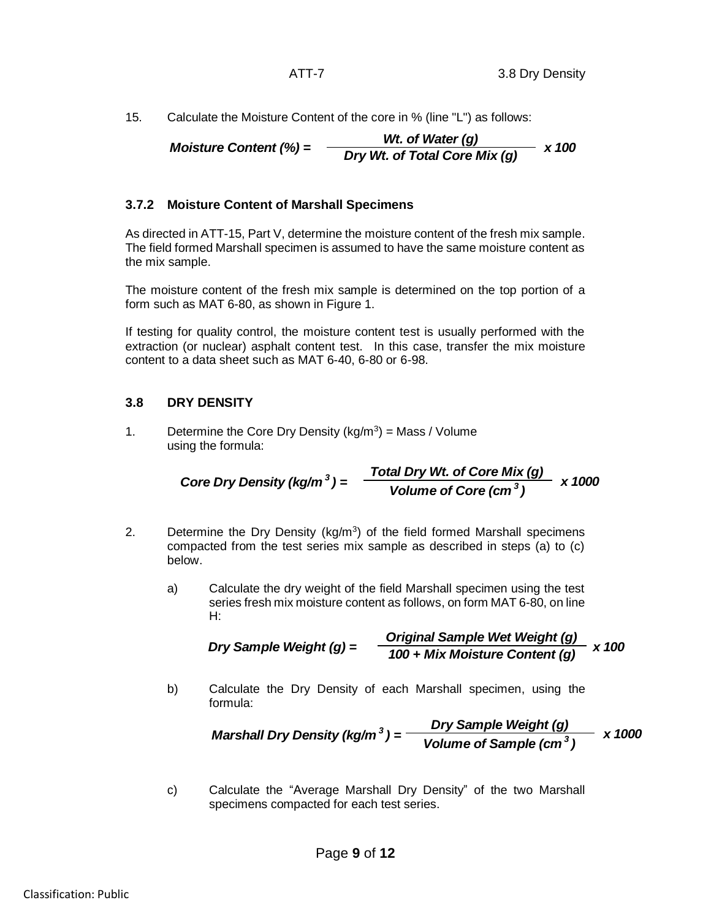15. Calculate the Moisture Content of the core in % (line "L") as follows:

$$\textit{Moisture Content (\%)} = \frac{\textit{Wt. of Water (g)}}{\textit{Dry Wt. of Total Core Mix (g)}} \times 100$$

### 3.7.2 Moisture Content of Marshall Specimens

As directed in ATT-15, Part V, determine the moisture content of the fresh mix sample. The field formed Marshall specimen is assumed to have the same moisture content as the mix sample.

The moisture content of the fresh mix sample is determined on the top portion of a form such as MAT 6-80, as shown in Figure 1.

If testing for quality control, the moisture content test is usually performed with the extraction (or nuclear) asphalt content test. In this case, transfer the mix moisture content to a data sheet such as MAT 6-40, 6-80 or 6-98.

## 3.8 DRY DENSITY

1. Determine the Core Dry Density (kg/m$^3$) = Mass / Volume using the formula:

$$\textit{Core Dry Density (kg/m}^3\textit{)} = \frac{\textit{Total Dry Wt. of Core Mix (g)}}{\textit{Volume of Core (cm}^3\textit{)}} \times 1000$$

2. Determine the Dry Density (kg/m$^3$) of the field formed Marshall specimens compacted from the test series mix sample as described in steps (a) to (c) below.

   a) Calculate the dry weight of the field Marshall specimen using the test series fresh mix moisture content as follows, on form MAT 6-80, on line H:

   $$\textit{Dry Sample Weight (g)} = \frac{\textit{Original Sample Wet Weight (g)}}{\textit{100 + Mix Moisture Content (g)}} \times 100$$

   b) Calculate the Dry Density of each Marshall specimen, using the formula:

   $$\textit{Marshall Dry Density (kg/m}^3\textit{)} = \frac{\textit{Dry Sample Weight (g)}}{\textit{Volume of Sample (cm}^3\textit{)}} \times 1000$$

   c) Calculate the "Average Marshall Dry Density" of the two Marshall specimens compacted for each test series.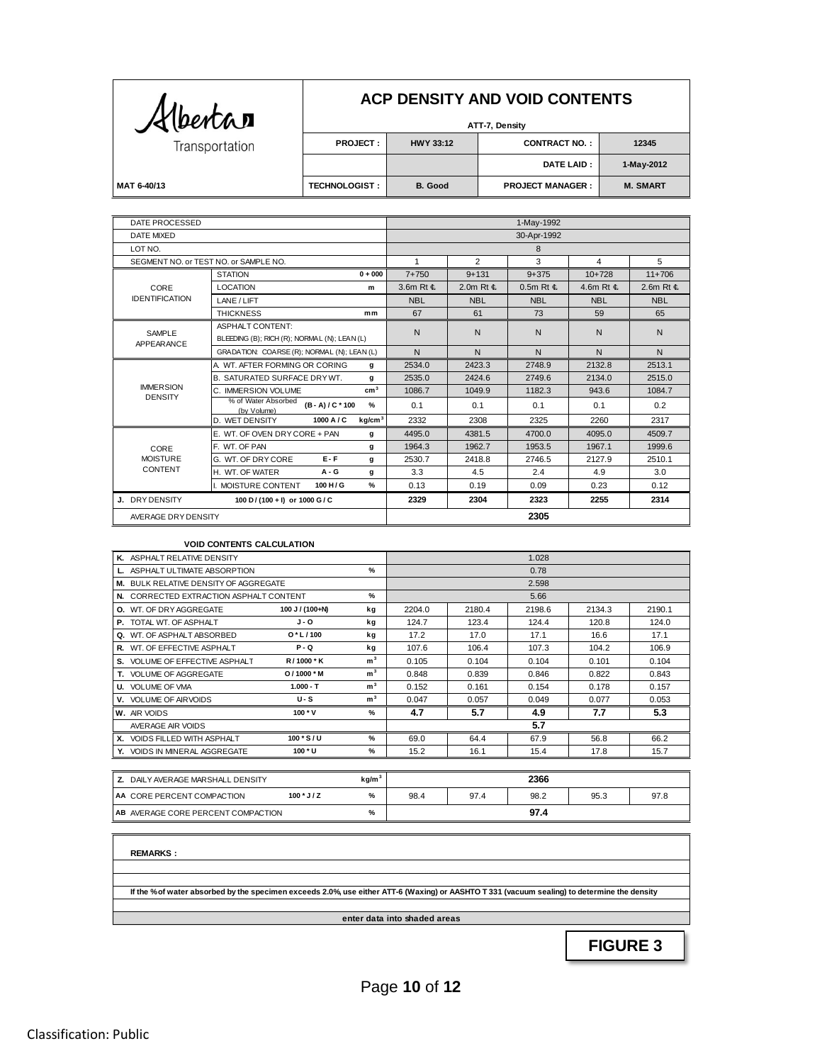Alberta Transportation

# ACP DENSITY AND VOID CONTENTS

ATT-7, Density

| | PROJECT : | HWY 33:12 | CONTRACT NO. : | 12345 |
|---|---|---|---|---|
| | | | DATE LAID : | 1-May-2012 |
| MAT 6-40/13 | TECHNOLOGIST : | B. Good | PROJECT MANAGER : | M. SMART |

| | | | | 1 | 2 | 3 | 4 | 5 |
|---|---|---|---|---|---|---|---|---|
| DATE PROCESSED | | | | 1-May-1992 | | | | |
| DATE MIXED | | | | 30-Apr-1992 | | | | |
| LOT NO. | | | | 8 | | | | |
| SEGMENT NO. or TEST NO. or SAMPLE NO. | | | | 1 | 2 | 3 | 4 | 5 |
| CORE IDENTIFICATION | STATION | | 0 + 000 | 7+750 | 9+131 | 9+375 | 10+728 | 11+706 |
| | LOCATION | | m | 3.6m Rt ℄ | 2.0m Rt ℄ | 0.5m Rt ℄ | 4.6m Rt ℄ | 2.6m Rt ℄ |
| | LANE / LIFT | | | NBL | NBL | NBL | NBL | NBL |
| | THICKNESS | | mm | 67 | 61 | 73 | 59 | 65 |
| SAMPLE APPEARANCE | ASPHALT CONTENT: BLEEDING (B); RICH (R); NORMAL (N); LEAN (L) | | | N | N | N | N | N |
| | GRADATION: COARSE (R); NORMAL (N); LEAN (L) | | | N | N | N | N | N |
| IMMERSION DENSITY | A. WT. AFTER FORMING OR CORING | | g | 2534.0 | 2423.3 | 2748.9 | 2132.8 | 2513.1 |
| | B. SATURATED SURFACE DRY WT. | | g | 2535.0 | 2424.6 | 2749.6 | 2134.0 | 2515.0 |
| | C. IMMERSION VOLUME | | $cm^3$ | 1086.7 | 1049.9 | 1182.3 | 943.6 | 1084.7 |
| | % of Water Absorbed (by Volume) | (B - A) / C * 100 | % | 0.1 | 0.1 | 0.1 | 0.1 | 0.2 |
| | D. WET DENSITY | 1000 A / C | $kg/cm^3$ | 2332 | 2308 | 2325 | 2260 | 2317 |
| CORE MOISTURE CONTENT | E. WT. OF OVEN DRY CORE + PAN | | g | 4495.0 | 4381.5 | 4700.0 | 4095.0 | 4509.7 |
| | F. WT. OF PAN | | g | 1964.3 | 1962.7 | 1953.5 | 1967.1 | 1999.6 |
| | G. WT. OF DRY CORE | E - F | g | 2530.7 | 2418.8 | 2746.5 | 2127.9 | 2510.1 |
| | H. WT. OF WATER | A - G | g | 3.3 | 4.5 | 2.4 | 4.9 | 3.0 |
| | I. MOISTURE CONTENT | 100 H / G | % | 0.13 | 0.19 | 0.09 | 0.23 | 0.12 |
| J. DRY DENSITY | 100 D / (100 + I) or 1000 G / C | | | **2329** | **2304** | **2323** | **2255** | **2314** |
| AVERAGE DRY DENSITY | | | | **2305** | | | | |

**VOID CONTENTS CALCULATION**

| | | | 1 | 2 | 3 | 4 | 5 |
|---|---|---|---|---|---|---|---|
| K. ASPHALT RELATIVE DENSITY | | | 1.028 | | | | |
| L. ASPHALT ULTIMATE ABSORPTION | | % | 0.78 | | | | |
| M. BULK RELATIVE DENSITY OF AGGREGATE | | | 2.598 | | | | |
| N. CORRECTED EXTRACTION ASPHALT CONTENT | | % | 5.66 | | | | |
| O. WT. OF DRY AGGREGATE | 100 J / (100+N) | kg | 2204.0 | 2180.4 | 2198.6 | 2134.3 | 2190.1 |
| P. TOTAL WT. OF ASPHALT | J - O | kg | 124.7 | 123.4 | 124.4 | 120.8 | 124.0 |
| Q. WT. OF ASPHALT ABSORBED | O * L / 100 | kg | 17.2 | 17.0 | 17.1 | 16.6 | 17.1 |
| R. WT. OF EFFECTIVE ASPHALT | P - Q | kg | 107.6 | 106.4 | 107.3 | 104.2 | 106.9 |
| S. VOLUME OF EFFECTIVE ASPHALT | R / 1000 * K | $m^3$ | 0.105 | 0.104 | 0.104 | 0.101 | 0.104 |
| T. VOLUME OF AGGREGATE | O / 1000 * M | $m^3$ | 0.848 | 0.839 | 0.846 | 0.822 | 0.843 |
| U. VOLUME OF VMA | 1.000 - T | $m^3$ | 0.152 | 0.161 | 0.154 | 0.178 | 0.157 |
| V. VOLUME OF AIRVOIDS | U - S | $m^3$ | 0.047 | 0.057 | 0.049 | 0.077 | 0.053 |
| W. AIR VOIDS | 100 * V | % | **4.7** | **5.7** | **4.9** | **7.7** | **5.3** |
| AVERAGE AIR VOIDS | | | **5.7** | | | | |
| X. VOIDS FILLED WITH ASPHALT | 100 * S / U | % | 69.0 | 64.4 | 67.9 | 56.8 | 66.2 |
| Y. VOIDS IN MINERAL AGGREGATE | 100 * U | % | 15.2 | 16.1 | 15.4 | 17.8 | 15.7 |

| | | | 1 | 2 | 3 | 4 | 5 |
|---|---|---|---|---|---|---|---|
| Z. DAILY AVERAGE MARSHALL DENSITY | | $kg/m^3$ | **2366** | | | | |
| AA CORE PERCENT COMPACTION | 100 * J / Z | % | 98.4 | 97.4 | 98.2 | 95.3 | 97.8 |
| AB AVERAGE CORE PERCENT COMPACTION | | % | **97.4** | | | | |

**REMARKS :**

**If the % of water absorbed by the specimen exceeds 2.0%, use either ATT-6 (Waxing) or AASHTO T 331 (vacuum sealing) to determine the density**

**enter data into shaded areas**

**FIGURE 3**

Classification: Public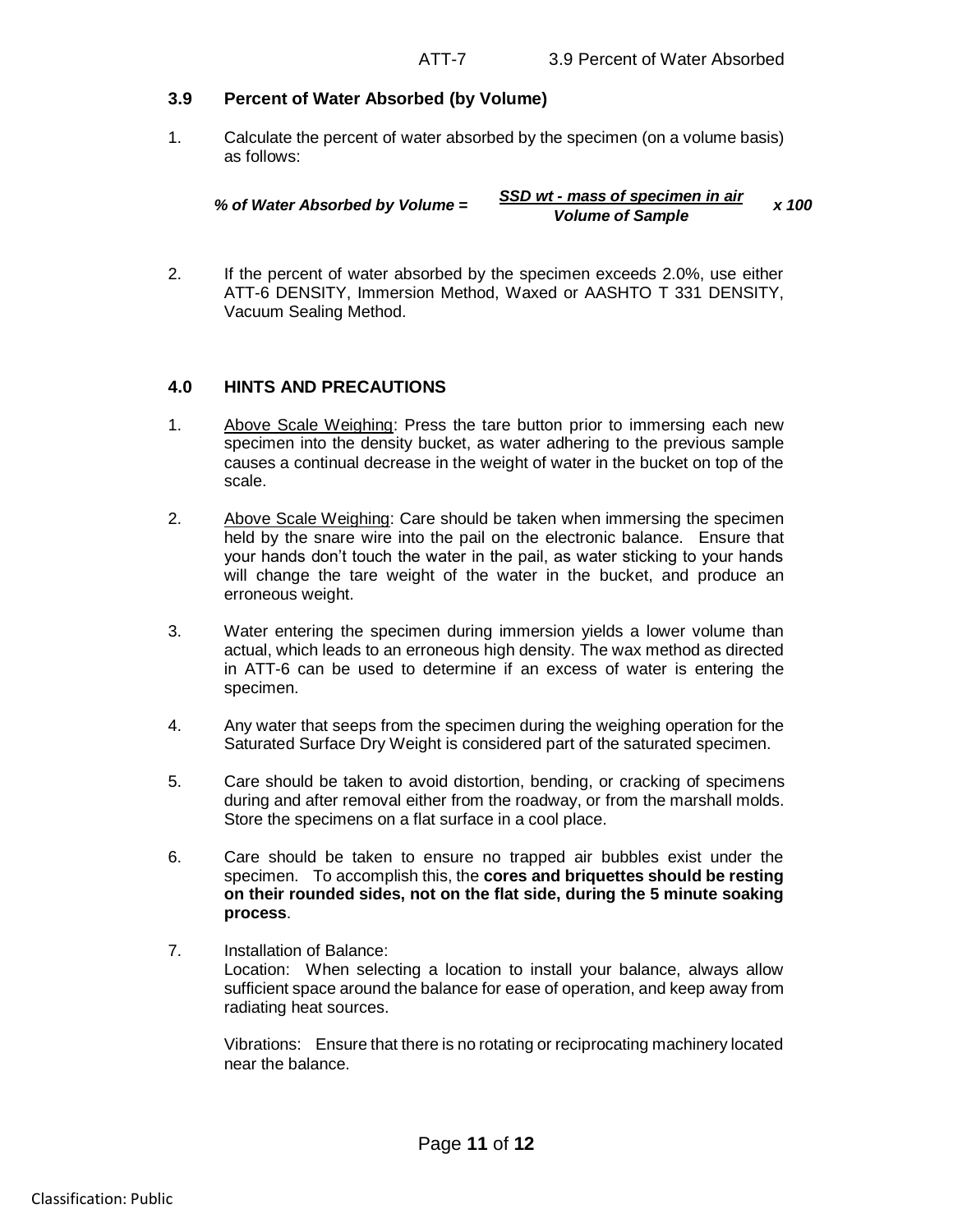### 3.9 Percent of Water Absorbed (by Volume)

1. Calculate the percent of water absorbed by the specimen (on a volume basis) as follows:

$$\textit{\% of Water Absorbed by Volume} = \frac{\textit{SSD wt - mass of specimen in air}}{\textit{Volume of Sample}} \times 100$$

2. If the percent of water absorbed by the specimen exceeds 2.0%, use either ATT-6 DENSITY, Immersion Method, Waxed or AASHTO T 331 DENSITY, Vacuum Sealing Method.

## 4.0 HINTS AND PRECAUTIONS

1. Above Scale Weighing: Press the tare button prior to immersing each new specimen into the density bucket, as water adhering to the previous sample causes a continual decrease in the weight of water in the bucket on top of the scale.

2. Above Scale Weighing: Care should be taken when immersing the specimen held by the snare wire into the pail on the electronic balance. Ensure that your hands don't touch the water in the pail, as water sticking to your hands will change the tare weight of the water in the bucket, and produce an erroneous weight.

3. Water entering the specimen during immersion yields a lower volume than actual, which leads to an erroneous high density. The wax method as directed in ATT-6 can be used to determine if an excess of water is entering the specimen.

4. Any water that seeps from the specimen during the weighing operation for the Saturated Surface Dry Weight is considered part of the saturated specimen.

5. Care should be taken to avoid distortion, bending, or cracking of specimens during and after removal either from the roadway, or from the marshall molds. Store the specimens on a flat surface in a cool place.

6. Care should be taken to ensure no trapped air bubbles exist under the specimen. To accomplish this, the **cores and briquettes should be resting on their rounded sides, not on the flat side, during the 5 minute soaking process**.

7. Installation of Balance:
   Location: When selecting a location to install your balance, always allow sufficient space around the balance for ease of operation, and keep away from radiating heat sources.

   Vibrations: Ensure that there is no rotating or reciprocating machinery located near the balance.

Classification: Public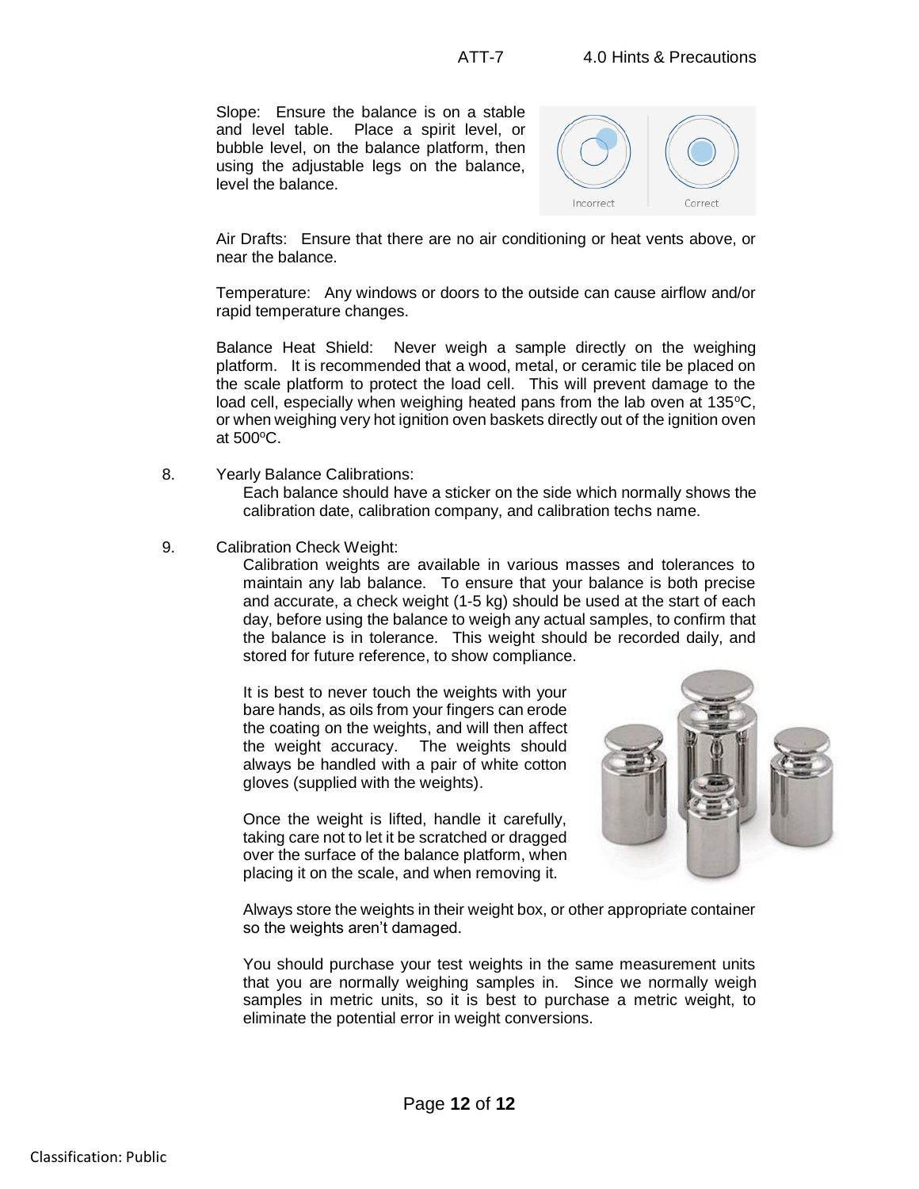Slope: Ensure the balance is on a stable and level table. Place a spirit level, or bubble level, on the balance platform, then using the adjustable legs on the balance, level the balance.

Incorrect

Correct

Air Drafts: Ensure that there are no air conditioning or heat vents above, or near the balance.

Temperature: Any windows or doors to the outside can cause airflow and/or rapid temperature changes.

Balance Heat Shield: Never weigh a sample directly on the weighing platform. It is recommended that a wood, metal, or ceramic tile be placed on the scale platform to protect the load cell. This will prevent damage to the load cell, especially when weighing heated pans from the lab oven at 135°C, or when weighing very hot ignition oven baskets directly out of the ignition oven at 500°C.

8. Yearly Balance Calibrations:

   Each balance should have a sticker on the side which normally shows the calibration date, calibration company, and calibration techs name.

9. Calibration Check Weight:

   Calibration weights are available in various masses and tolerances to maintain any lab balance. To ensure that your balance is both precise and accurate, a check weight (1-5 kg) should be used at the start of each day, before using the balance to weigh any actual samples, to confirm that the balance is in tolerance. This weight should be recorded daily, and stored for future reference, to show compliance.

   It is best to never touch the weights with your bare hands, as oils from your fingers can erode the coating on the weights, and will then affect the weight accuracy. The weights should always be handled with a pair of white cotton gloves (supplied with the weights).

   Once the weight is lifted, handle it carefully, taking care not to let it be scratched or dragged over the surface of the balance platform, when placing it on the scale, and when removing it.

   Always store the weights in their weight box, or other appropriate container so the weights aren't damaged.

   You should purchase your test weights in the same measurement units that you are normally weighing samples in. Since we normally weigh samples in metric units, so it is best to purchase a metric weight, to eliminate the potential error in weight conversions.